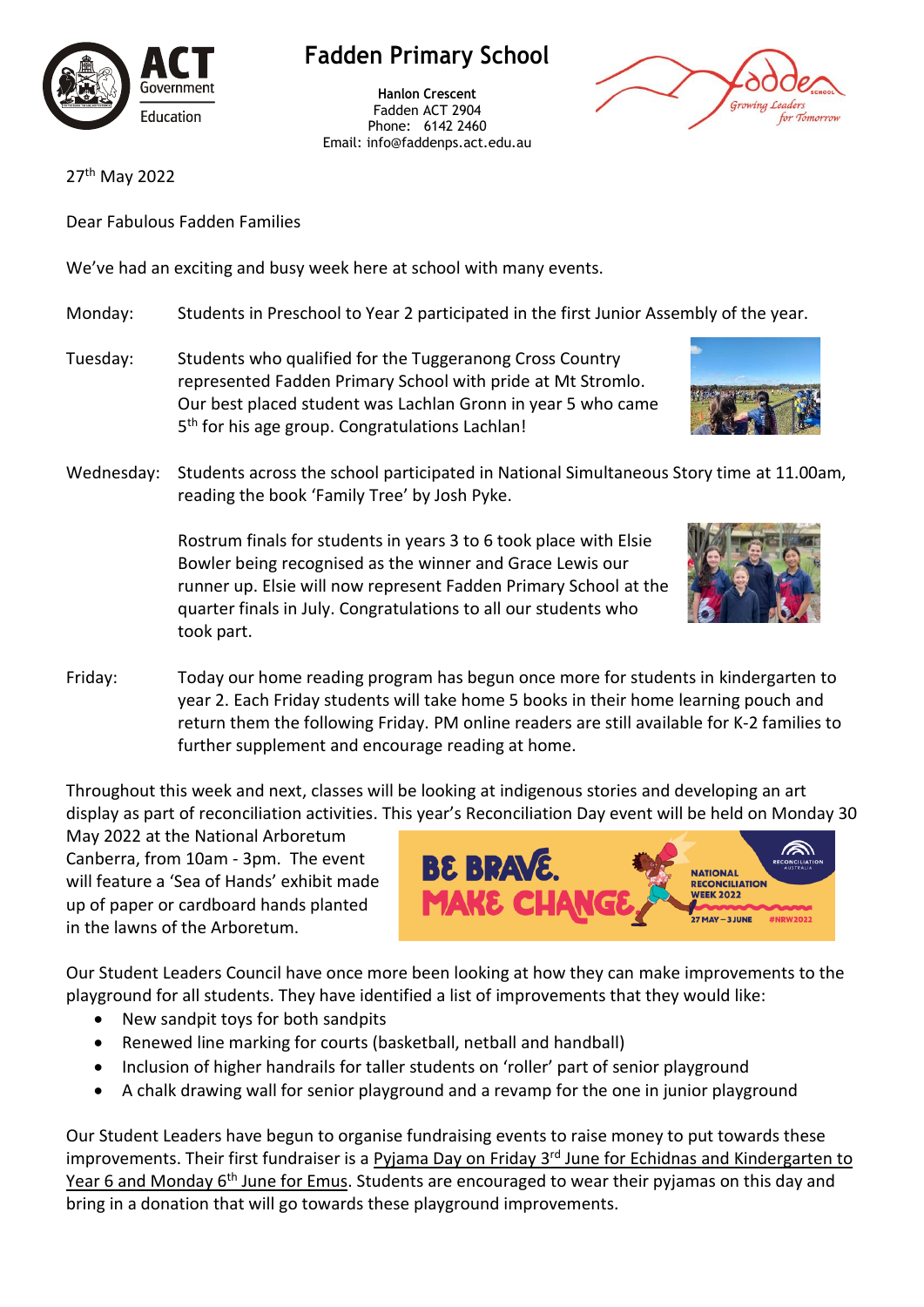# Fadden Primary School

**Hanlon Crescent**
Fadden ACT 2904
Phone: 6142 2460
Email: info@faddenps.act.edu.au

27th May 2022

Dear Fabulous Fadden Families

We've had an exciting and busy week here at school with many events.

Monday: Students in Preschool to Year 2 participated in the first Junior Assembly of the year.

Tuesday: Students who qualified for the Tuggeranong Cross Country represented Fadden Primary School with pride at Mt Stromlo. Our best placed student was Lachlan Gronn in year 5 who came 5th for his age group. Congratulations Lachlan!

Wednesday: Students across the school participated in National Simultaneous Story time at 11.00am, reading the book 'Family Tree' by Josh Pyke.

Rostrum finals for students in years 3 to 6 took place with Elsie Bowler being recognised as the winner and Grace Lewis our runner up. Elsie will now represent Fadden Primary School at the quarter finals in July. Congratulations to all our students who took part.

Friday: Today our home reading program has begun once more for students in kindergarten to year 2. Each Friday students will take home 5 books in their home learning pouch and return them the following Friday. PM online readers are still available for K-2 families to further supplement and encourage reading at home.

Throughout this week and next, classes will be looking at indigenous stories and developing an art display as part of reconciliation activities. This year's Reconciliation Day event will be held on Monday 30 May 2022 at the National Arboretum Canberra, from 10am - 3pm. The event will feature a 'Sea of Hands' exhibit made up of paper or cardboard hands planted in the lawns of the Arboretum.

Our Student Leaders Council have once more been looking at how they can make improvements to the playground for all students. They have identified a list of improvements that they would like:

- New sandpit toys for both sandpits
- Renewed line marking for courts (basketball, netball and handball)
- Inclusion of higher handrails for taller students on 'roller' part of senior playground
- A chalk drawing wall for senior playground and a revamp for the one in junior playground

Our Student Leaders have begun to organise fundraising events to raise money to put towards these improvements. Their first fundraiser is a Pyjama Day on Friday 3rd June for Echidnas and Kindergarten to Year 6 and Monday 6th June for Emus. Students are encouraged to wear their pyjamas on this day and bring in a donation that will go towards these playground improvements.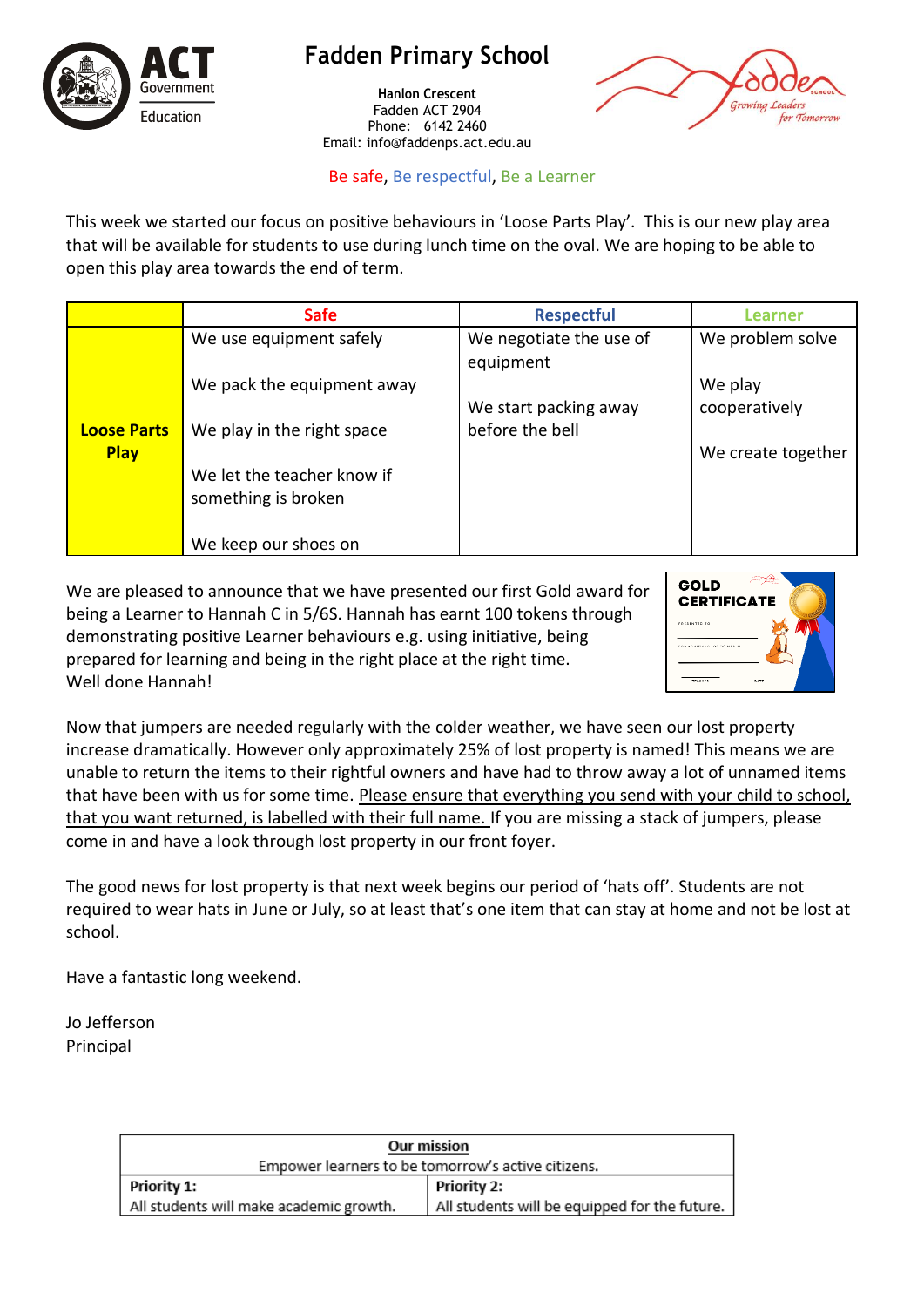# Fadden Primary School

**Hanlon Crescent**
Fadden ACT 2904
Phone: 6142 2460
Email: info@faddenps.act.edu.au

Be safe, Be respectful, Be a Learner

This week we started our focus on positive behaviours in 'Loose Parts Play'. This is our new play area that will be available for students to use during lunch time on the oval. We are hoping to be able to open this play area towards the end of term.

| | Safe | Respectful | Learner |
|---|---|---|---|
| **Loose Parts Play** | We use equipment safely<br><br>We pack the equipment away<br><br>We play in the right space<br><br>We let the teacher know if something is broken<br><br>We keep our shoes on | We negotiate the use of equipment<br><br>We start packing away before the bell | We problem solve<br><br>We play cooperatively<br><br>We create together |

We are pleased to announce that we have presented our first Gold award for being a Learner to Hannah C in 5/6S. Hannah has earnt 100 tokens through demonstrating positive Learner behaviours e.g. using initiative, being prepared for learning and being in the right place at the right time. Well done Hannah!

Now that jumpers are needed regularly with the colder weather, we have seen our lost property increase dramatically. However only approximately 25% of lost property is named! This means we are unable to return the items to their rightful owners and have had to throw away a lot of unnamed items that have been with us for some time. Please ensure that everything you send with your child to school, that you want returned, is labelled with their full name. If you are missing a stack of jumpers, please come in and have a look through lost property in our front foyer.

The good news for lost property is that next week begins our period of 'hats off'. Students are not required to wear hats in June or July, so at least that's one item that can stay at home and not be lost at school.

Have a fantastic long weekend.

Jo Jefferson
Principal

| **Our mission**<br>Empower learners to be tomorrow's active citizens. | |
|---|---|
| **Priority 1:**<br>All students will make academic growth. | **Priority 2:**<br>All students will be equipped for the future. |